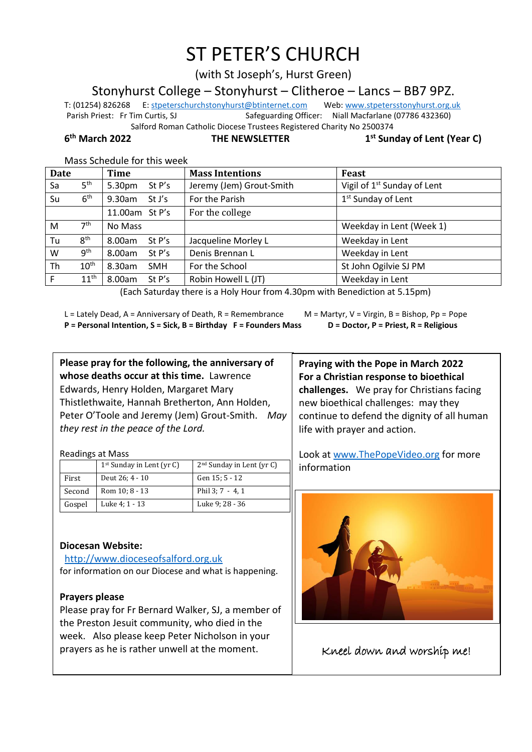# ST PETER'S CHURCH

(with St Joseph's, Hurst Green)

## Stonyhurst College – Stonyhurst – Clitheroe – Lancs – BB7 9PZ.

T: (01254) 826268 E: stpeterschurchstonyhurst@btinternet.com Web: www.stpetersstonyhurst.org.uk

Parish Priest: Fr Tim Curtis, SJ Safeguarding Officer: Niall Macfarlane (07786 432360)

Salford Roman Catholic Diocese Trustees Registered Charity No 2500374

**6th March 2022** **THE NEWSLETTER** **1st Sunday of Lent (Year C)**

Mass Schedule for this week

| Date | | Time | | Mass Intentions | Feast |
|---|---|---|---|---|---|
| Sa | 5th | 5.30pm | St P's | Jeremy (Jem) Grout-Smith | Vigil of 1st Sunday of Lent |
| Su | 6th | 9.30am | St J's | For the Parish | 1st Sunday of Lent |
| | | 11.00am | St P's | For the college | |
| M | 7th | No Mass | | | Weekday in Lent (Week 1) |
| Tu | 8th | 8.00am | St P's | Jacqueline Morley L | Weekday in Lent |
| W | 9th | 8.00am | St P's | Denis Brennan L | Weekday in Lent |
| Th | 10th | 8.30am | SMH | For the School | St John Ogilvie SJ PM |
| F | 11th | 8.00am | St P's | Robin Howell L (JT) | Weekday in Lent |

(Each Saturday there is a Holy Hour from 4.30pm with Benediction at 5.15pm)

L = Lately Dead, A = Anniversary of Death, R = Remembrance M = Martyr, V = Virgin, B = Bishop, Pp = Pope
**P = Personal Intention, S = Sick, B = Birthday F = Founders Mass D = Doctor, P = Priest, R = Religious**

**Please pray for the following, the anniversary of whose deaths occur at this time.** Lawrence Edwards, Henry Holden, Margaret Mary Thistlethwaite, Hannah Bretherton, Ann Holden, Peter O'Toole and Jeremy (Jem) Grout-Smith. *May they rest in the peace of the Lord.*

Readings at Mass

| | 1st Sunday in Lent (yr C) | 2nd Sunday in Lent (yr C) |
|---|---|---|
| First | Deut 26; 4 - 10 | Gen 15; 5 - 12 |
| Second | Rom 10; 8 - 13 | Phil 3; 7 - 4, 1 |
| Gospel | Luke 4; 1 - 13 | Luke 9; 28 - 36 |

**Diocesan Website:**
http://www.dioceseofsalford.org.uk
for information on our Diocese and what is happening.

**Prayers please**
Please pray for Fr Bernard Walker, SJ, a member of the Preston Jesuit community, who died in the week. Also please keep Peter Nicholson in your prayers as he is rather unwell at the moment.

**Praying with the Pope in March 2022**
**For a Christian response to bioethical challenges.** We pray for Christians facing new bioethical challenges: may they continue to defend the dignity of all human life with prayer and action.

Look at www.ThePopeVideo.org for more information

Kneel down and worship me!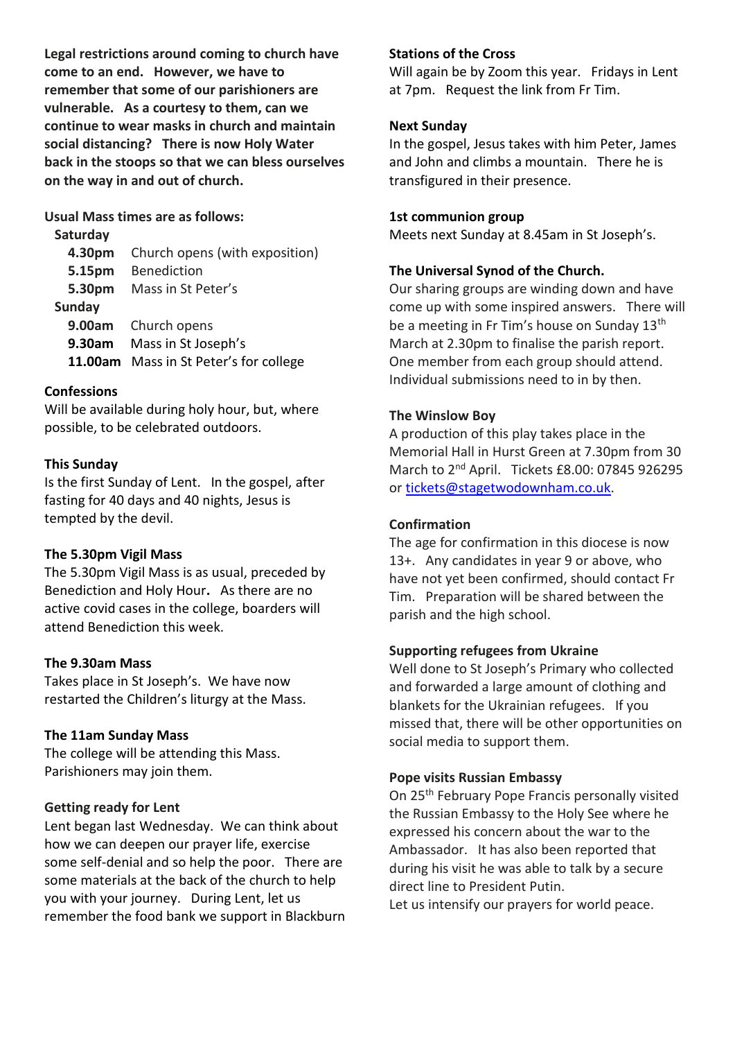**Legal restrictions around coming to church have come to an end. However, we have to remember that some of our parishioners are vulnerable. As a courtesy to them, can we continue to wear masks in church and maintain social distancing? There is now Holy Water back in the stoops so that we can bless ourselves on the way in and out of church.**

**Usual Mass times are as follows:**

**Saturday**

| | |
|---|---|
| **4.30pm** | Church opens (with exposition) |
| **5.15pm** | Benediction |
| **5.30pm** | Mass in St Peter's |

**Sunday**

| | |
|---|---|
| **9.00am** | Church opens |
| **9.30am** | Mass in St Joseph's |
| **11.00am** | Mass in St Peter's for college |

**Confessions**

Will be available during holy hour, but, where possible, to be celebrated outdoors.

**This Sunday**

Is the first Sunday of Lent. In the gospel, after fasting for 40 days and 40 nights, Jesus is tempted by the devil.

**The 5.30pm Vigil Mass**

The 5.30pm Vigil Mass is as usual, preceded by Benediction and Holy Hour**.** As there are no active covid cases in the college, boarders will attend Benediction this week.

**The 9.30am Mass**

Takes place in St Joseph's. We have now restarted the Children's liturgy at the Mass.

**The 11am Sunday Mass**

The college will be attending this Mass. Parishioners may join them.

**Getting ready for Lent**

Lent began last Wednesday. We can think about how we can deepen our prayer life, exercise some self-denial and so help the poor. There are some materials at the back of the church to help you with your journey. During Lent, let us remember the food bank we support in Blackburn

**Stations of the Cross**

Will again be by Zoom this year. Fridays in Lent at 7pm. Request the link from Fr Tim.

**Next Sunday**

In the gospel, Jesus takes with him Peter, James and John and climbs a mountain. There he is transfigured in their presence.

**1st communion group**

Meets next Sunday at 8.45am in St Joseph's.

**The Universal Synod of the Church.**

Our sharing groups are winding down and have come up with some inspired answers. There will be a meeting in Fr Tim's house on Sunday 13th March at 2.30pm to finalise the parish report. One member from each group should attend. Individual submissions need to in by then.

**The Winslow Boy**

A production of this play takes place in the Memorial Hall in Hurst Green at 7.30pm from 30 March to 2nd April. Tickets £8.00: 07845 926295 or tickets@stagetwodownham.co.uk.

**Confirmation**

The age for confirmation in this diocese is now 13+. Any candidates in year 9 or above, who have not yet been confirmed, should contact Fr Tim. Preparation will be shared between the parish and the high school.

**Supporting refugees from Ukraine**

Well done to St Joseph's Primary who collected and forwarded a large amount of clothing and blankets for the Ukrainian refugees. If you missed that, there will be other opportunities on social media to support them.

**Pope visits Russian Embassy**

On 25th February Pope Francis personally visited the Russian Embassy to the Holy See where he expressed his concern about the war to the Ambassador. It has also been reported that during his visit he was able to talk by a secure direct line to President Putin.

Let us intensify our prayers for world peace.